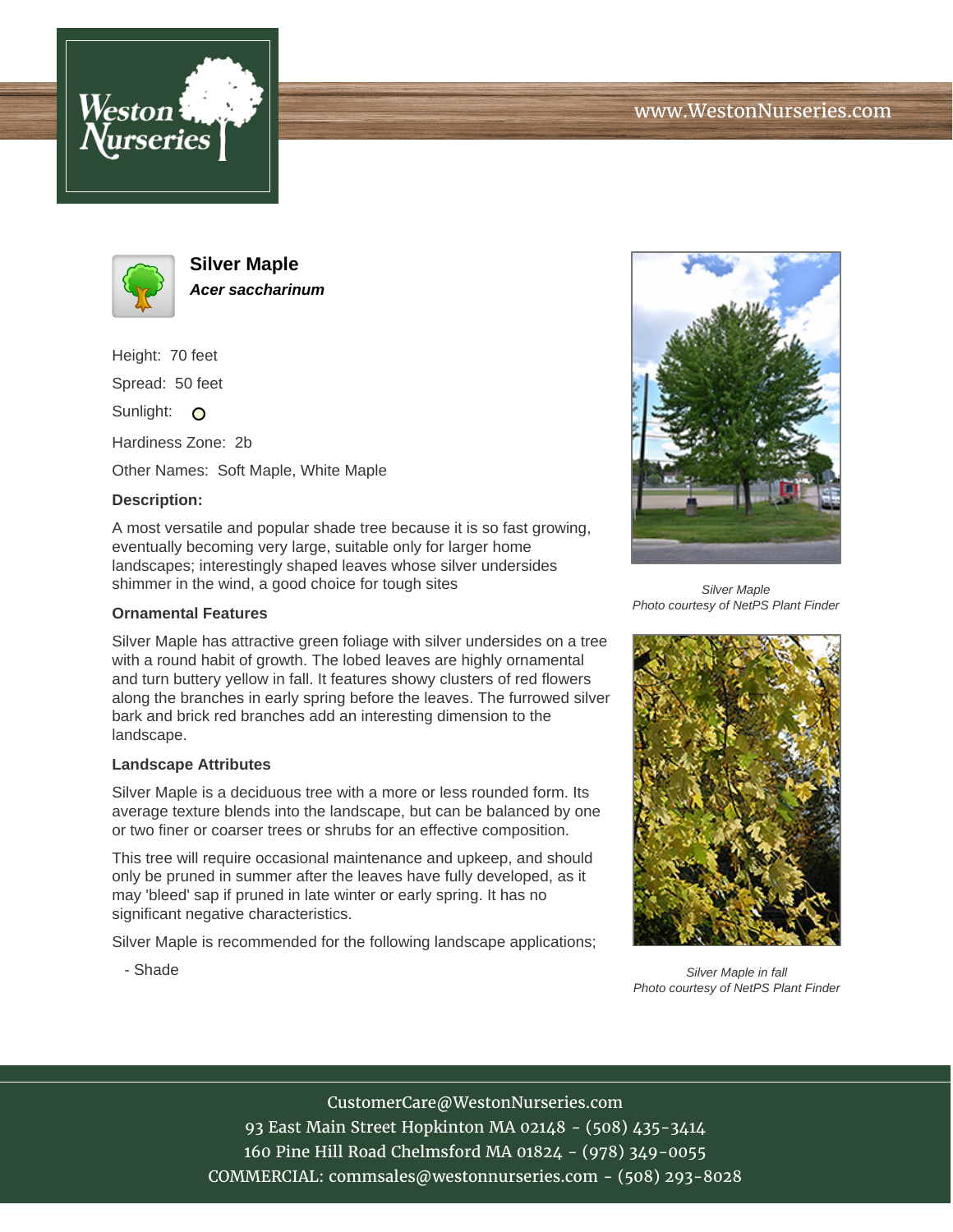# Silver Maple

***Acer saccharinum***

Height: 70 feet

Spread: 50 feet

Sunlight: O

Hardiness Zone: 2b

Other Names: Soft Maple, White Maple

**Description:**

A most versatile and popular shade tree because it is so fast growing, eventually becoming very large, suitable only for larger home landscapes; interestingly shaped leaves whose silver undersides shimmer in the wind, a good choice for tough sites

### Ornamental Features

Silver Maple has attractive green foliage with silver undersides on a tree with a round habit of growth. The lobed leaves are highly ornamental and turn buttery yellow in fall. It features showy clusters of red flowers along the branches in early spring before the leaves. The furrowed silver bark and brick red branches add an interesting dimension to the landscape.

### Landscape Attributes

Silver Maple is a deciduous tree with a more or less rounded form. Its average texture blends into the landscape, but can be balanced by one or two finer or coarser trees or shrubs for an effective composition.

This tree will require occasional maintenance and upkeep, and should only be pruned in summer after the leaves have fully developed, as it may 'bleed' sap if pruned in late winter or early spring. It has no significant negative characteristics.

Silver Maple is recommended for the following landscape applications;

- Shade

*Silver Maple*
*Photo courtesy of NetPS Plant Finder*

*Silver Maple in fall*
*Photo courtesy of NetPS Plant Finder*

CustomerCare@WestonNurseries.com
93 East Main Street Hopkinton MA 02148 - (508) 435-3414
160 Pine Hill Road Chelmsford MA 01824 - (978) 349-0055
COMMERCIAL: commsales@westonnurseries.com - (508) 293-8028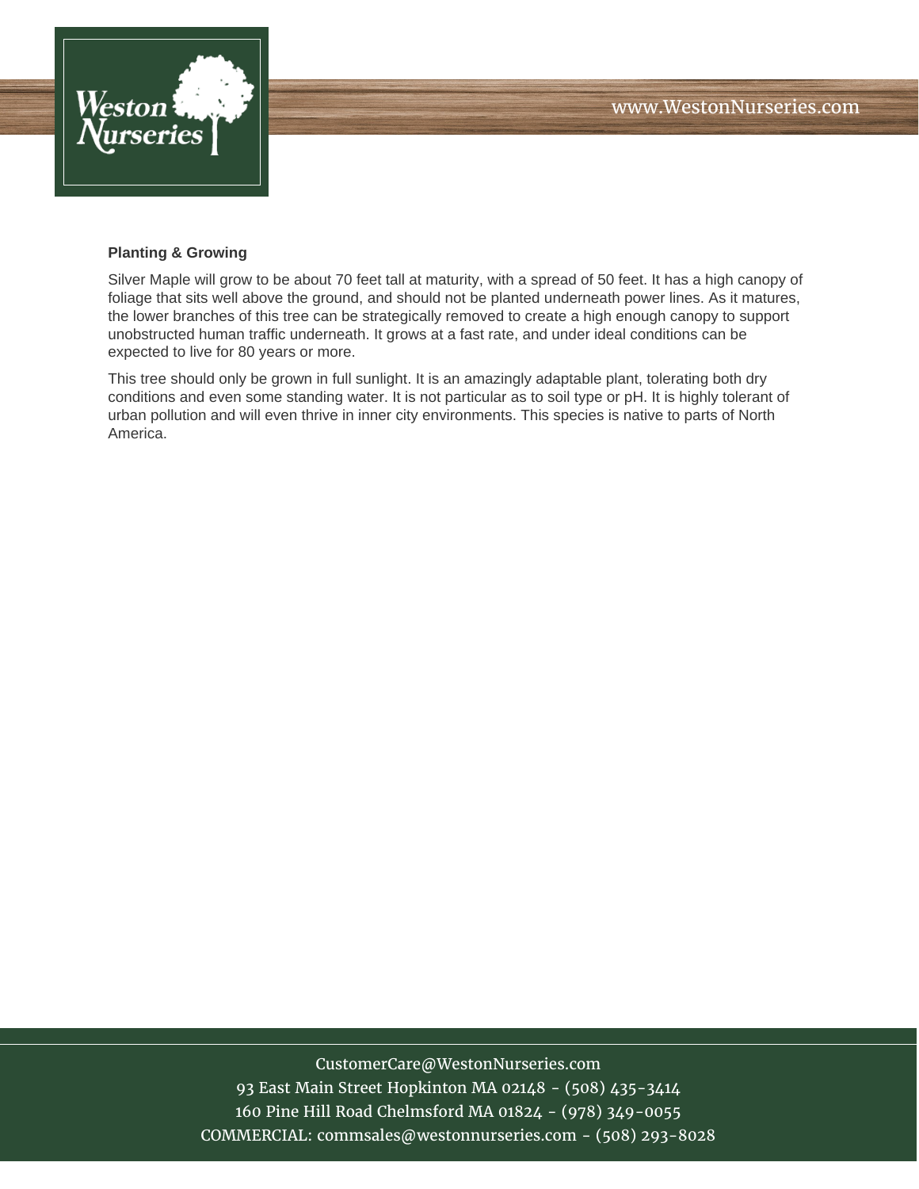### Planting & Growing

Silver Maple will grow to be about 70 feet tall at maturity, with a spread of 50 feet. It has a high canopy of foliage that sits well above the ground, and should not be planted underneath power lines. As it matures, the lower branches of this tree can be strategically removed to create a high enough canopy to support unobstructed human traffic underneath. It grows at a fast rate, and under ideal conditions can be expected to live for 80 years or more.

This tree should only be grown in full sunlight. It is an amazingly adaptable plant, tolerating both dry conditions and even some standing water. It is not particular as to soil type or pH. It is highly tolerant of urban pollution and will even thrive in inner city environments. This species is native to parts of North America.